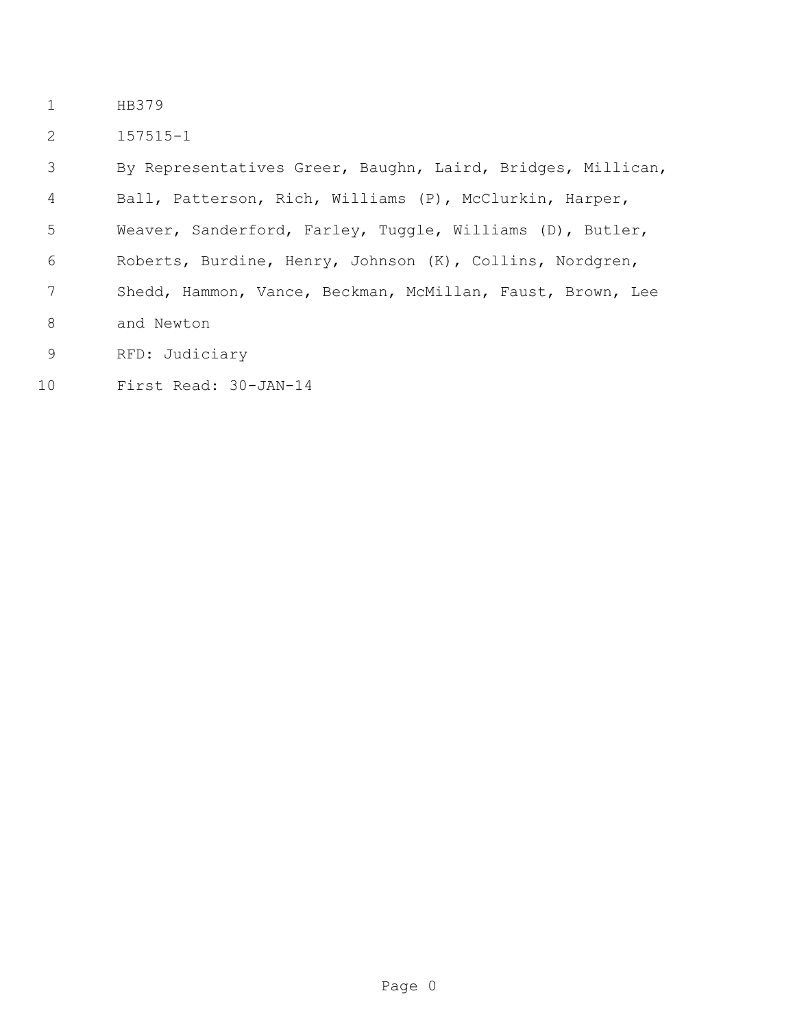HB379

157515-1

By Representatives Greer, Baughn, Laird, Bridges, Millican, Ball, Patterson, Rich, Williams (P), McClurkin, Harper, Weaver, Sanderford, Farley, Tuggle, Williams (D), Butler, Roberts, Burdine, Henry, Johnson (K), Collins, Nordgren, Shedd, Hammon, Vance, Beckman, McMillan, Faust, Brown, Lee and Newton

RFD: Judiciary

First Read: 30-JAN-14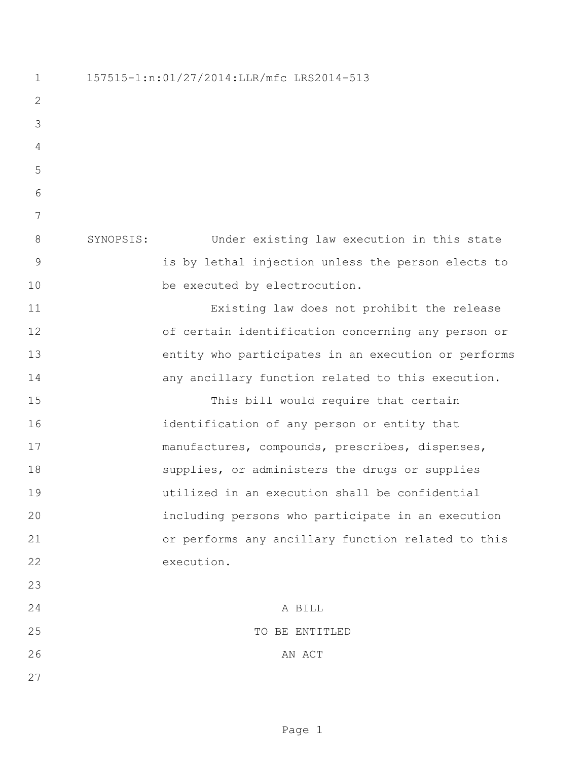157515-1:n:01/27/2014:LLR/mfc LRS2014-513

SYNOPSIS: Under existing law execution in this state is by lethal injection unless the person elects to be executed by electrocution.

Existing law does not prohibit the release of certain identification concerning any person or entity who participates in an execution or performs any ancillary function related to this execution.

This bill would require that certain identification of any person or entity that manufactures, compounds, prescribes, dispenses, supplies, or administers the drugs or supplies utilized in an execution shall be confidential including persons who participate in an execution or performs any ancillary function related to this execution.

A BILL

TO BE ENTITLED

AN ACT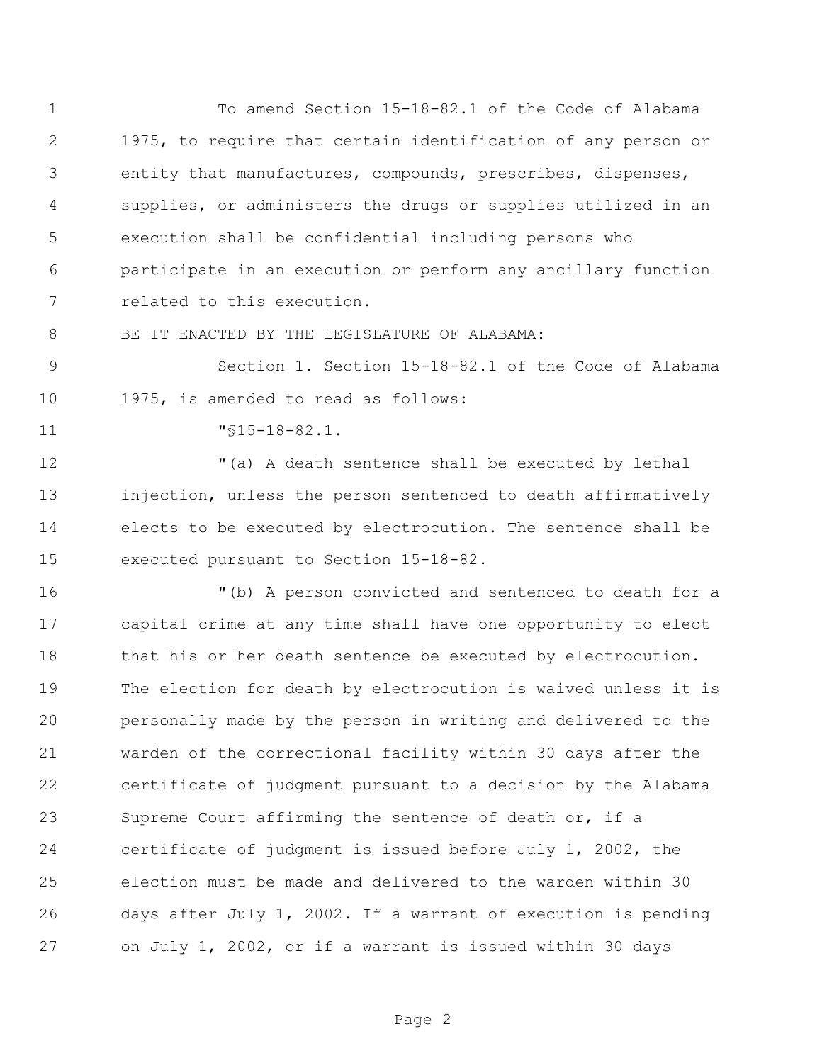To amend Section 15-18-82.1 of the Code of Alabama 1975, to require that certain identification of any person or entity that manufactures, compounds, prescribes, dispenses, supplies, or administers the drugs or supplies utilized in an execution shall be confidential including persons who participate in an execution or perform any ancillary function related to this execution.

BE IT ENACTED BY THE LEGISLATURE OF ALABAMA:

Section 1. Section 15-18-82.1 of the Code of Alabama 1975, is amended to read as follows:

"§15-18-82.1.

"(a) A death sentence shall be executed by lethal injection, unless the person sentenced to death affirmatively elects to be executed by electrocution. The sentence shall be executed pursuant to Section 15-18-82.

"(b) A person convicted and sentenced to death for a capital crime at any time shall have one opportunity to elect that his or her death sentence be executed by electrocution. The election for death by electrocution is waived unless it is personally made by the person in writing and delivered to the warden of the correctional facility within 30 days after the certificate of judgment pursuant to a decision by the Alabama Supreme Court affirming the sentence of death or, if a certificate of judgment is issued before July 1, 2002, the election must be made and delivered to the warden within 30 days after July 1, 2002. If a warrant of execution is pending on July 1, 2002, or if a warrant is issued within 30 days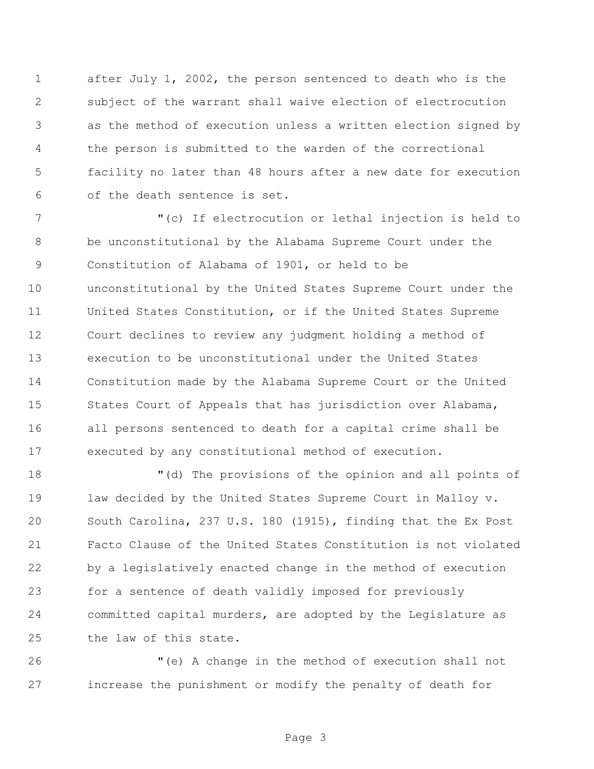after July 1, 2002, the person sentenced to death who is the subject of the warrant shall waive election of electrocution as the method of execution unless a written election signed by the person is submitted to the warden of the correctional facility no later than 48 hours after a new date for execution of the death sentence is set.

"(c) If electrocution or lethal injection is held to be unconstitutional by the Alabama Supreme Court under the Constitution of Alabama of 1901, or held to be unconstitutional by the United States Supreme Court under the United States Constitution, or if the United States Supreme Court declines to review any judgment holding a method of execution to be unconstitutional under the United States Constitution made by the Alabama Supreme Court or the United States Court of Appeals that has jurisdiction over Alabama, all persons sentenced to death for a capital crime shall be executed by any constitutional method of execution.

"(d) The provisions of the opinion and all points of law decided by the United States Supreme Court in Malloy v. South Carolina, 237 U.S. 180 (1915), finding that the Ex Post Facto Clause of the United States Constitution is not violated by a legislatively enacted change in the method of execution for a sentence of death validly imposed for previously committed capital murders, are adopted by the Legislature as the law of this state.

"(e) A change in the method of execution shall not increase the punishment or modify the penalty of death for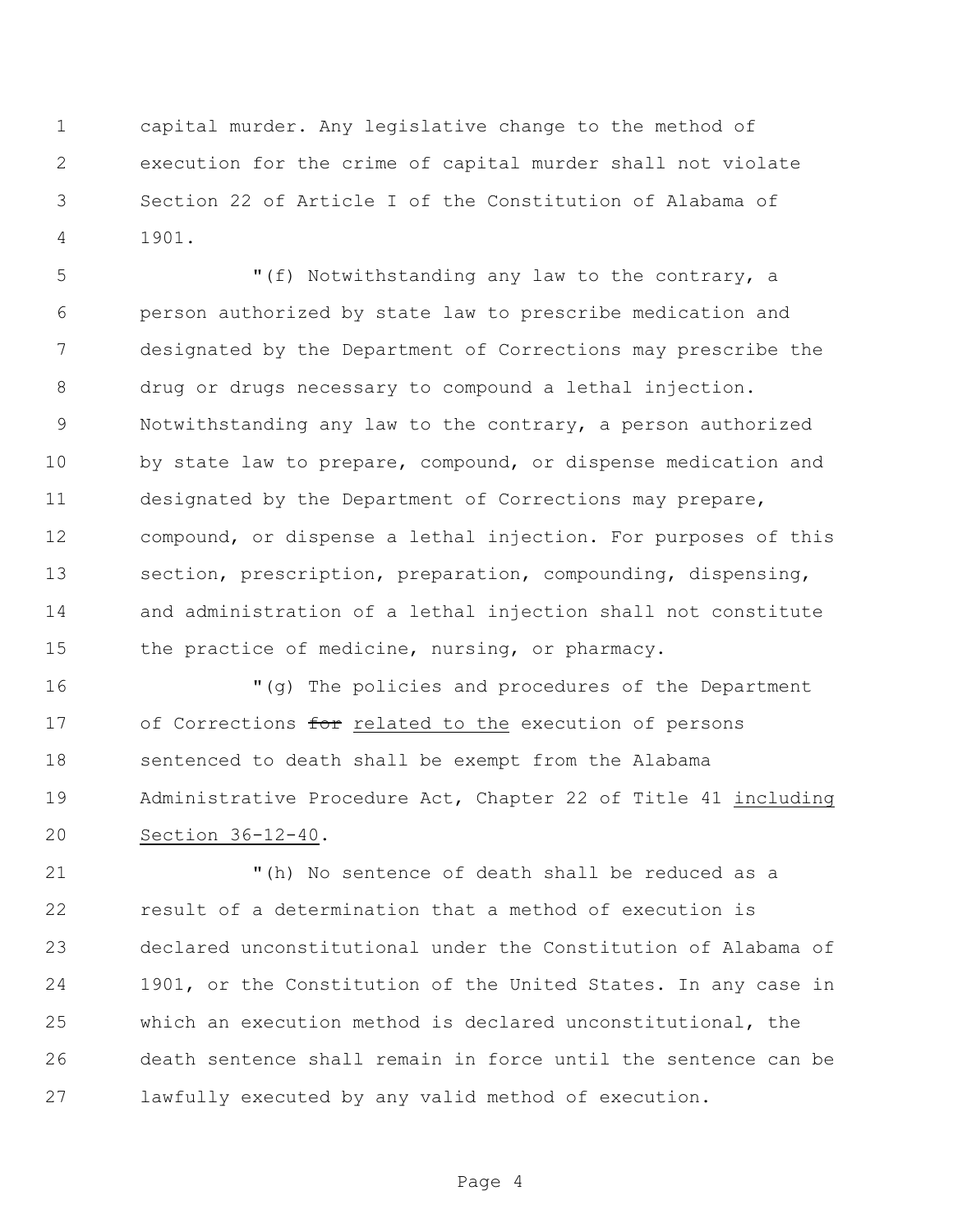capital murder. Any legislative change to the method of execution for the crime of capital murder shall not violate Section 22 of Article I of the Constitution of Alabama of 1901.

"(f) Notwithstanding any law to the contrary, a person authorized by state law to prescribe medication and designated by the Department of Corrections may prescribe the drug or drugs necessary to compound a lethal injection. Notwithstanding any law to the contrary, a person authorized by state law to prepare, compound, or dispense medication and designated by the Department of Corrections may prepare, compound, or dispense a lethal injection. For purposes of this section, prescription, preparation, compounding, dispensing, and administration of a lethal injection shall not constitute the practice of medicine, nursing, or pharmacy.

"(g) The policies and procedures of the Department of Corrections ~~for~~ <u>related to the</u> execution of persons sentenced to death shall be exempt from the Alabama Administrative Procedure Act, Chapter 22 of Title 41 <u>including Section 36-12-40</u>.

"(h) No sentence of death shall be reduced as a result of a determination that a method of execution is declared unconstitutional under the Constitution of Alabama of 1901, or the Constitution of the United States. In any case in which an execution method is declared unconstitutional, the death sentence shall remain in force until the sentence can be lawfully executed by any valid method of execution.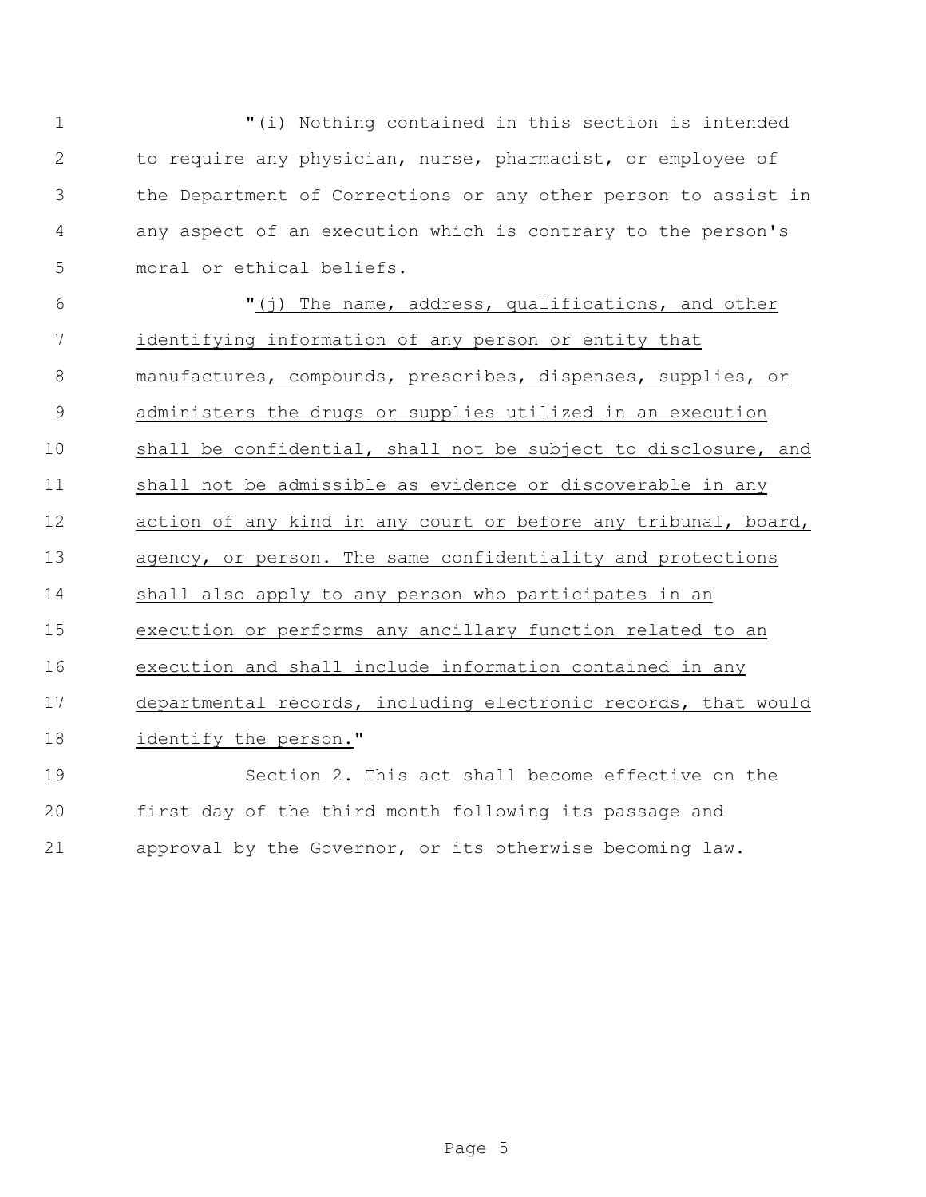"(i) Nothing contained in this section is intended to require any physician, nurse, pharmacist, or employee of the Department of Corrections or any other person to assist in any aspect of an execution which is contrary to the person's moral or ethical beliefs.

"(j) The name, address, qualifications, and other identifying information of any person or entity that manufactures, compounds, prescribes, dispenses, supplies, or administers the drugs or supplies utilized in an execution shall be confidential, shall not be subject to disclosure, and shall not be admissible as evidence or discoverable in any action of any kind in any court or before any tribunal, board, agency, or person. The same confidentiality and protections shall also apply to any person who participates in an execution or performs any ancillary function related to an execution and shall include information contained in any departmental records, including electronic records, that would identify the person."

Section 2. This act shall become effective on the first day of the third month following its passage and approval by the Governor, or its otherwise becoming law.